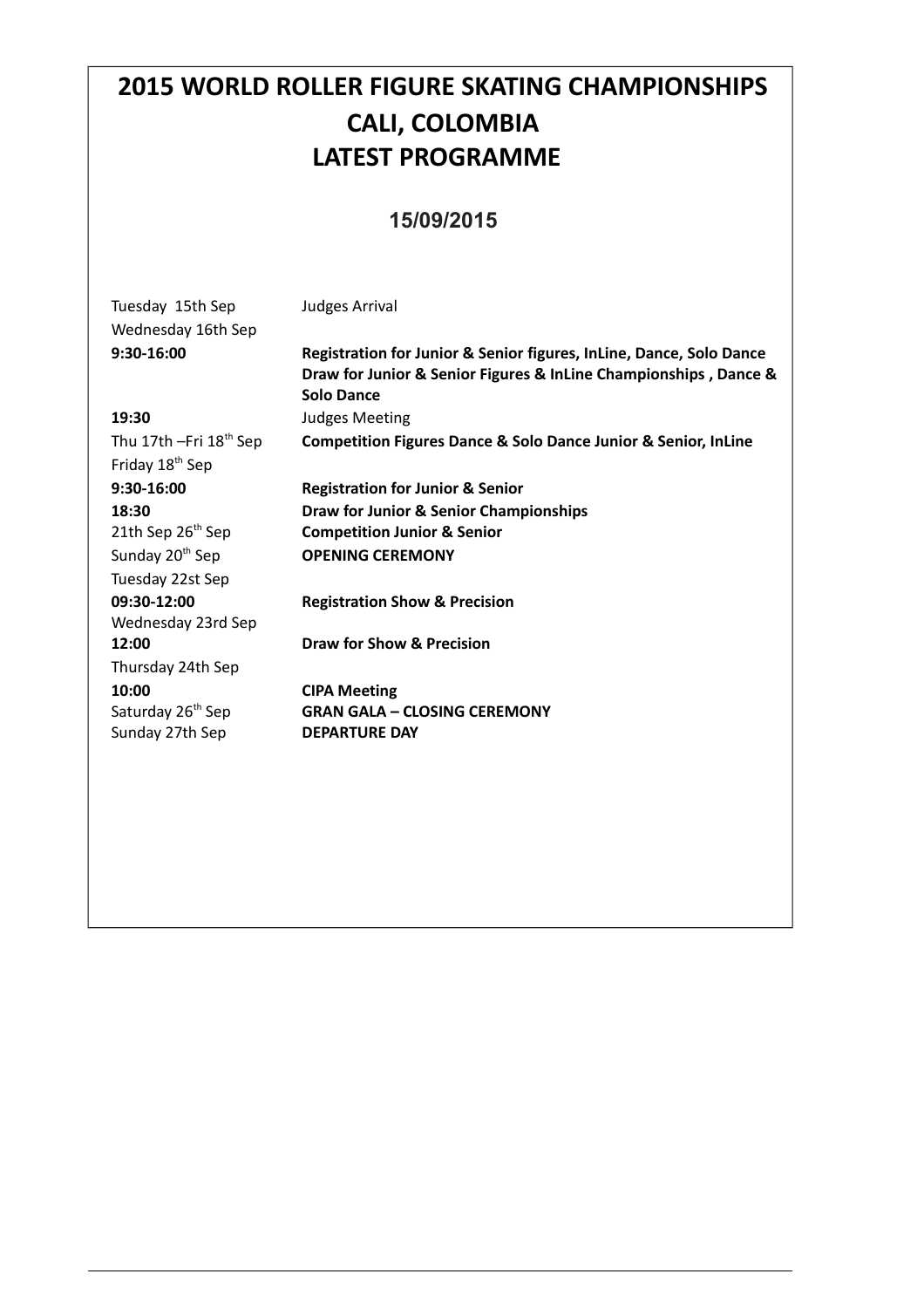# 2015 WORLD ROLLER FIGURE SKATING CHAMPIONSHIPS
# CALI, COLOMBIA
# LATEST PROGRAMME

## 15/09/2015

| | |
|---|---|
| Tuesday 15th Sep | Judges Arrival |
| Wednesday 16th Sep | |
| **9:30-16:00** | **Registration for Junior & Senior figures, InLine, Dance, Solo Dance** |
| | **Draw for Junior & Senior Figures & InLine Championships , Dance & Solo Dance** |
| **19:30** | Judges Meeting |
| Thu 17th –Fri 18th Sep | **Competition Figures Dance & Solo Dance Junior & Senior, InLine** |
| Friday 18th Sep | |
| **9:30-16:00** | **Registration for Junior & Senior** |
| **18:30** | **Draw for Junior & Senior Championships** |
| 21th Sep 26th Sep | **Competition Junior & Senior** |
| Sunday 20th Sep | **OPENING CEREMONY** |
| Tuesday 22st Sep | |
| **09:30-12:00** | **Registration Show & Precision** |
| Wednesday 23rd Sep | |
| **12:00** | **Draw for Show & Precision** |
| Thursday 24th Sep | |
| **10:00** | **CIPA Meeting** |
| Saturday 26th Sep | **GRAN GALA – CLOSING CEREMONY** |
| Sunday 27th Sep | **DEPARTURE DAY** |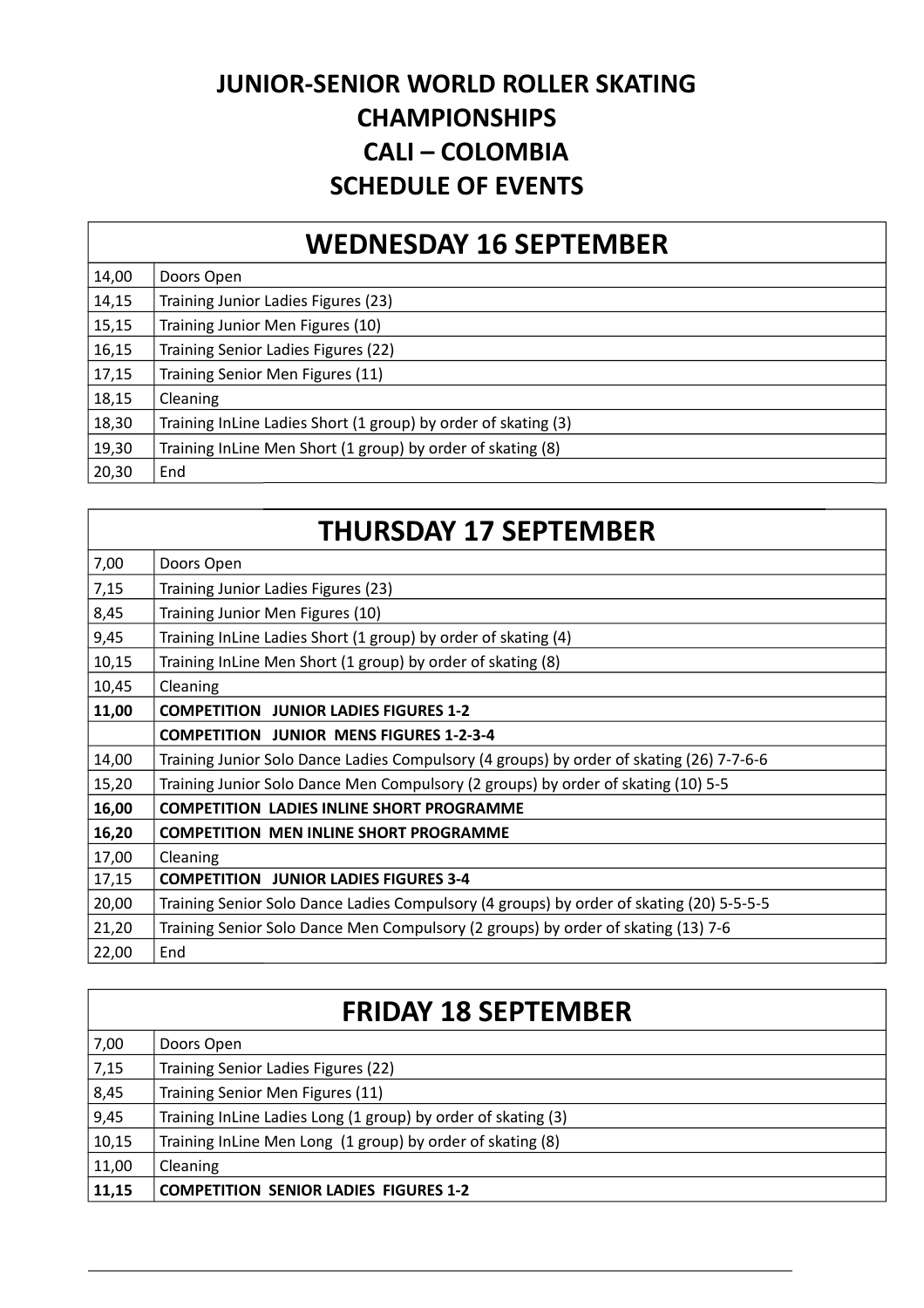# JUNIOR-SENIOR WORLD ROLLER SKATING CHAMPIONSHIPS

# CALI – COLOMBIA

# SCHEDULE OF EVENTS

| WEDNESDAY 16 SEPTEMBER | |
|---|---|
| 14,00 | Doors Open |
| 14,15 | Training Junior Ladies Figures (23) |
| 15,15 | Training Junior Men Figures (10) |
| 16,15 | Training Senior Ladies Figures (22) |
| 17,15 | Training Senior Men Figures (11) |
| 18,15 | Cleaning |
| 18,30 | Training InLine Ladies Short (1 group) by order of skating (3) |
| 19,30 | Training InLine Men Short (1 group) by order of skating (8) |
| 20,30 | End |

| THURSDAY 17 SEPTEMBER | |
|---|---|
| 7,00 | Doors Open |
| 7,15 | Training Junior Ladies Figures (23) |
| 8,45 | Training Junior Men Figures (10) |
| 9,45 | Training InLine Ladies Short (1 group) by order of skating (4) |
| 10,15 | Training InLine Men Short (1 group) by order of skating (8) |
| 10,45 | Cleaning |
| **11,00** | **COMPETITION JUNIOR LADIES FIGURES 1-2** |
| | **COMPETITION JUNIOR MENS FIGURES 1-2-3-4** |
| 14,00 | Training Junior Solo Dance Ladies Compulsory (4 groups) by order of skating (26) 7-7-6-6 |
| 15,20 | Training Junior Solo Dance Men Compulsory (2 groups) by order of skating (10) 5-5 |
| **16,00** | **COMPETITION LADIES INLINE SHORT PROGRAMME** |
| **16,20** | **COMPETITION MEN INLINE SHORT PROGRAMME** |
| 17,00 | Cleaning |
| 17,15 | **COMPETITION JUNIOR LADIES FIGURES 3-4** |
| 20,00 | Training Senior Solo Dance Ladies Compulsory (4 groups) by order of skating (20) 5-5-5-5 |
| 21,20 | Training Senior Solo Dance Men Compulsory (2 groups) by order of skating (13) 7-6 |
| 22,00 | End |

| FRIDAY 18 SEPTEMBER | |
|---|---|
| 7,00 | Doors Open |
| 7,15 | Training Senior Ladies Figures (22) |
| 8,45 | Training Senior Men Figures (11) |
| 9,45 | Training InLine Ladies Long (1 group) by order of skating (3) |
| 10,15 | Training InLine Men Long (1 group) by order of skating (8) |
| 11,00 | Cleaning |
| **11,15** | **COMPETITION SENIOR LADIES FIGURES 1-2** |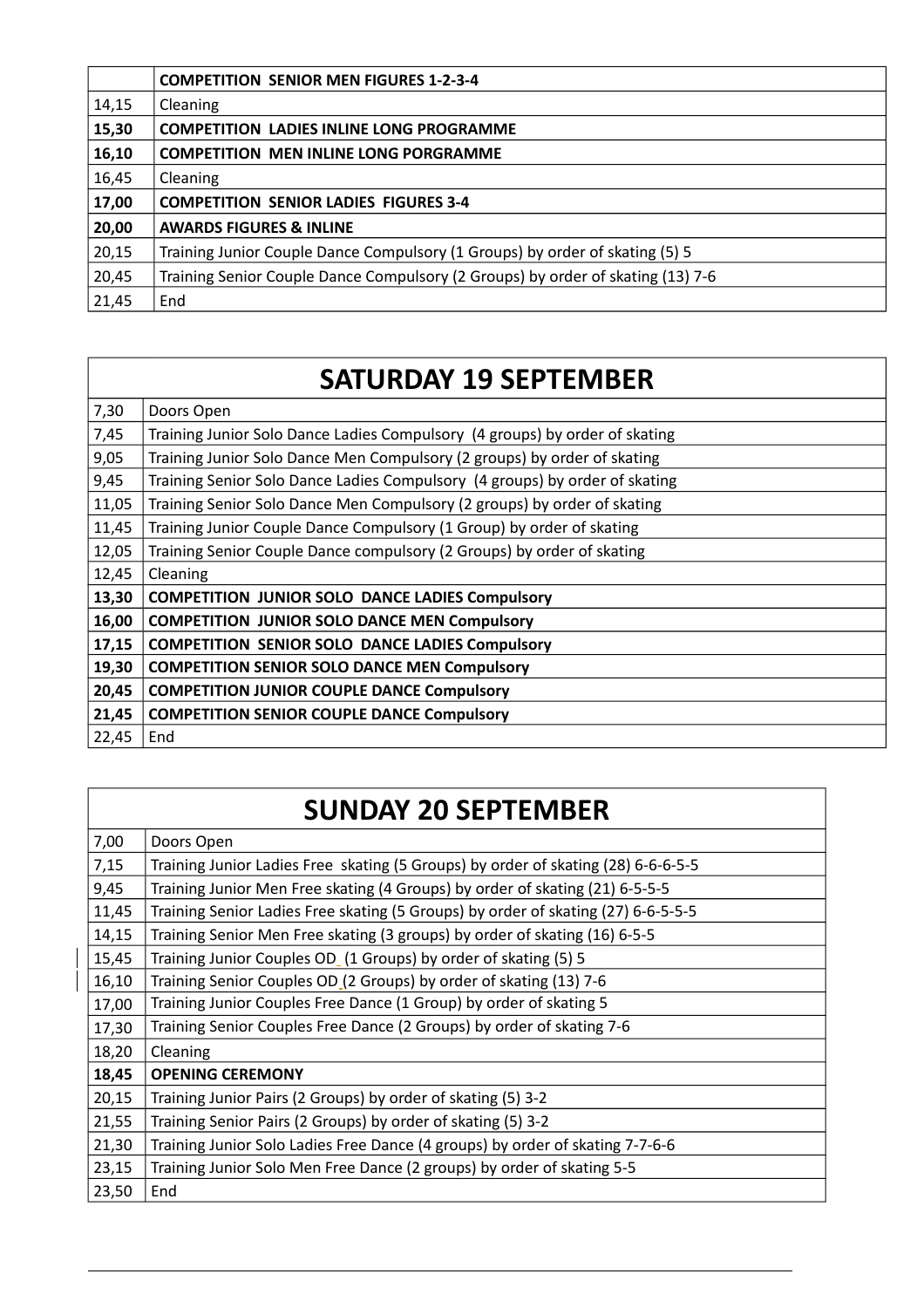| | **COMPETITION SENIOR MEN FIGURES 1-2-3-4** |
|---|---|
| 14,15 | Cleaning |
| **15,30** | **COMPETITION LADIES INLINE LONG PROGRAMME** |
| **16,10** | **COMPETITION MEN INLINE LONG PORGRAMME** |
| 16,45 | Cleaning |
| **17,00** | **COMPETITION SENIOR LADIES FIGURES 3-4** |
| **20,00** | **AWARDS FIGURES & INLINE** |
| 20,15 | Training Junior Couple Dance Compulsory (1 Groups) by order of skating (5) 5 |
| 20,45 | Training Senior Couple Dance Compulsory (2 Groups) by order of skating (13) 7-6 |
| 21,45 | End |

## SATURDAY 19 SEPTEMBER

| | |
|---|---|
| 7,30 | Doors Open |
| 7,45 | Training Junior Solo Dance Ladies Compulsory (4 groups) by order of skating |
| 9,05 | Training Junior Solo Dance Men Compulsory (2 groups) by order of skating |
| 9,45 | Training Senior Solo Dance Ladies Compulsory (4 groups) by order of skating |
| 11,05 | Training Senior Solo Dance Men Compulsory (2 groups) by order of skating |
| 11,45 | Training Junior Couple Dance Compulsory (1 Group) by order of skating |
| 12,05 | Training Senior Couple Dance compulsory (2 Groups) by order of skating |
| 12,45 | Cleaning |
| **13,30** | **COMPETITION JUNIOR SOLO DANCE LADIES Compulsory** |
| **16,00** | **COMPETITION JUNIOR SOLO DANCE MEN Compulsory** |
| **17,15** | **COMPETITION SENIOR SOLO DANCE LADIES Compulsory** |
| **19,30** | **COMPETITION SENIOR SOLO DANCE MEN Compulsory** |
| **20,45** | **COMPETITION JUNIOR COUPLE DANCE Compulsory** |
| **21,45** | **COMPETITION SENIOR COUPLE DANCE Compulsory** |
| 22,45 | End |

## SUNDAY 20 SEPTEMBER

| | |
|---|---|
| 7,00 | Doors Open |
| 7,15 | Training Junior Ladies Free skating (5 Groups) by order of skating (28) 6-6-6-5-5 |
| 9,45 | Training Junior Men Free skating (4 Groups) by order of skating (21) 6-5-5-5 |
| 11,45 | Training Senior Ladies Free skating (5 Groups) by order of skating (27) 6-6-5-5-5 |
| 14,15 | Training Senior Men Free skating (3 groups) by order of skating (16) 6-5-5 |
| 15,45 | Training Junior Couples OD (1 Groups) by order of skating (5) 5 |
| 16,10 | Training Senior Couples OD (2 Groups) by order of skating (13) 7-6 |
| 17,00 | Training Junior Couples Free Dance (1 Group) by order of skating 5 |
| 17,30 | Training Senior Couples Free Dance (2 Groups) by order of skating 7-6 |
| 18,20 | Cleaning |
| **18,45** | **OPENING CEREMONY** |
| 20,15 | Training Junior Pairs (2 Groups) by order of skating (5) 3-2 |
| 21,55 | Training Senior Pairs (2 Groups) by order of skating (5) 3-2 |
| 21,30 | Training Junior Solo Ladies Free Dance (4 groups) by order of skating 7-7-6-6 |
| 23,15 | Training Junior Solo Men Free Dance (2 groups) by order of skating 5-5 |
| 23,50 | End |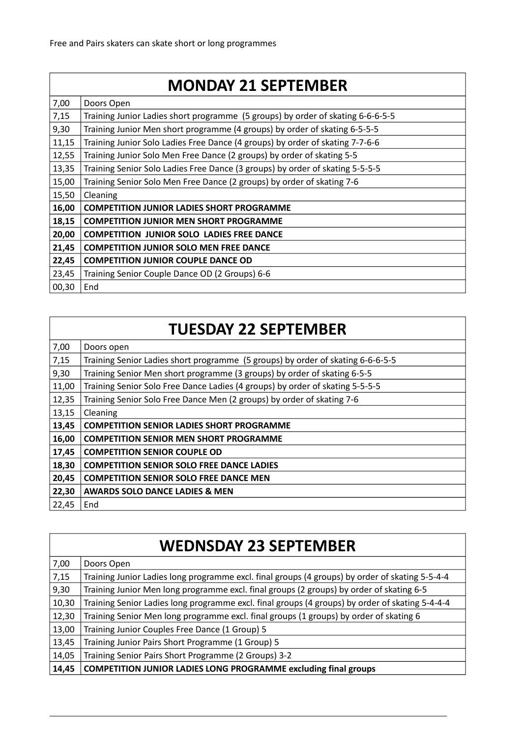Free and Pairs skaters can skate short or long programmes

| MONDAY 21 SEPTEMBER | |
|---|---|
| 7,00 | Doors Open |
| 7,15 | Training Junior Ladies short programme (5 groups) by order of skating 6-6-6-5-5 |
| 9,30 | Training Junior Men short programme (4 groups) by order of skating 6-5-5-5 |
| 11,15 | Training Junior Solo Ladies Free Dance (4 groups) by order of skating 7-7-6-6 |
| 12,55 | Training Junior Solo Men Free Dance (2 groups) by order of skating 5-5 |
| 13,35 | Training Senior Solo Ladies Free Dance (3 groups) by order of skating 5-5-5-5 |
| 15,00 | Training Senior Solo Men Free Dance (2 groups) by order of skating 7-6 |
| 15,50 | Cleaning |
| **16,00** | **COMPETITION JUNIOR LADIES SHORT PROGRAMME** |
| **18,15** | **COMPETITION JUNIOR MEN SHORT PROGRAMME** |
| **20,00** | **COMPETITION JUNIOR SOLO LADIES FREE DANCE** |
| **21,45** | **COMPETITION JUNIOR SOLO MEN FREE DANCE** |
| **22,45** | **COMPETITION JUNIOR COUPLE DANCE OD** |
| 23,45 | Training Senior Couple Dance OD (2 Groups) 6-6 |
| 00,30 | End |

| TUESDAY 22 SEPTEMBER | |
|---|---|
| 7,00 | Doors open |
| 7,15 | Training Senior Ladies short programme (5 groups) by order of skating 6-6-6-5-5 |
| 9,30 | Training Senior Men short programme (3 groups) by order of skating 6-5-5 |
| 11,00 | Training Senior Solo Free Dance Ladies (4 groups) by order of skating 5-5-5-5 |
| 12,35 | Training Senior Solo Free Dance Men (2 groups) by order of skating 7-6 |
| 13,15 | Cleaning |
| **13,45** | **COMPETITION SENIOR LADIES SHORT PROGRAMME** |
| **16,00** | **COMPETITION SENIOR MEN SHORT PROGRAMME** |
| **17,45** | **COMPETITION SENIOR COUPLE OD** |
| **18,30** | **COMPETITION SENIOR SOLO FREE DANCE LADIES** |
| **20,45** | **COMPETITION SENIOR SOLO FREE DANCE MEN** |
| **22,30** | **AWARDS SOLO DANCE LADIES & MEN** |
| 22,45 | End |

| WEDNSDAY 23 SEPTEMBER | |
|---|---|
| 7,00 | Doors Open |
| 7,15 | Training Junior Ladies long programme excl. final groups (4 groups) by order of skating 5-5-4-4 |
| 9,30 | Training Junior Men long programme excl. final groups (2 groups) by order of skating 6-5 |
| 10,30 | Training Senior Ladies long programme excl. final groups (4 groups) by order of skating 5-4-4-4 |
| 12,30 | Training Senior Men long programme excl. final groups (1 groups) by order of skating 6 |
| 13,00 | Training Junior Couples Free Dance (1 Group) 5 |
| 13,45 | Training Junior Pairs Short Programme (1 Group) 5 |
| 14,05 | Training Senior Pairs Short Programme (2 Groups) 3-2 |
| **14,45** | **COMPETITION JUNIOR LADIES LONG PROGRAMME excluding final groups** |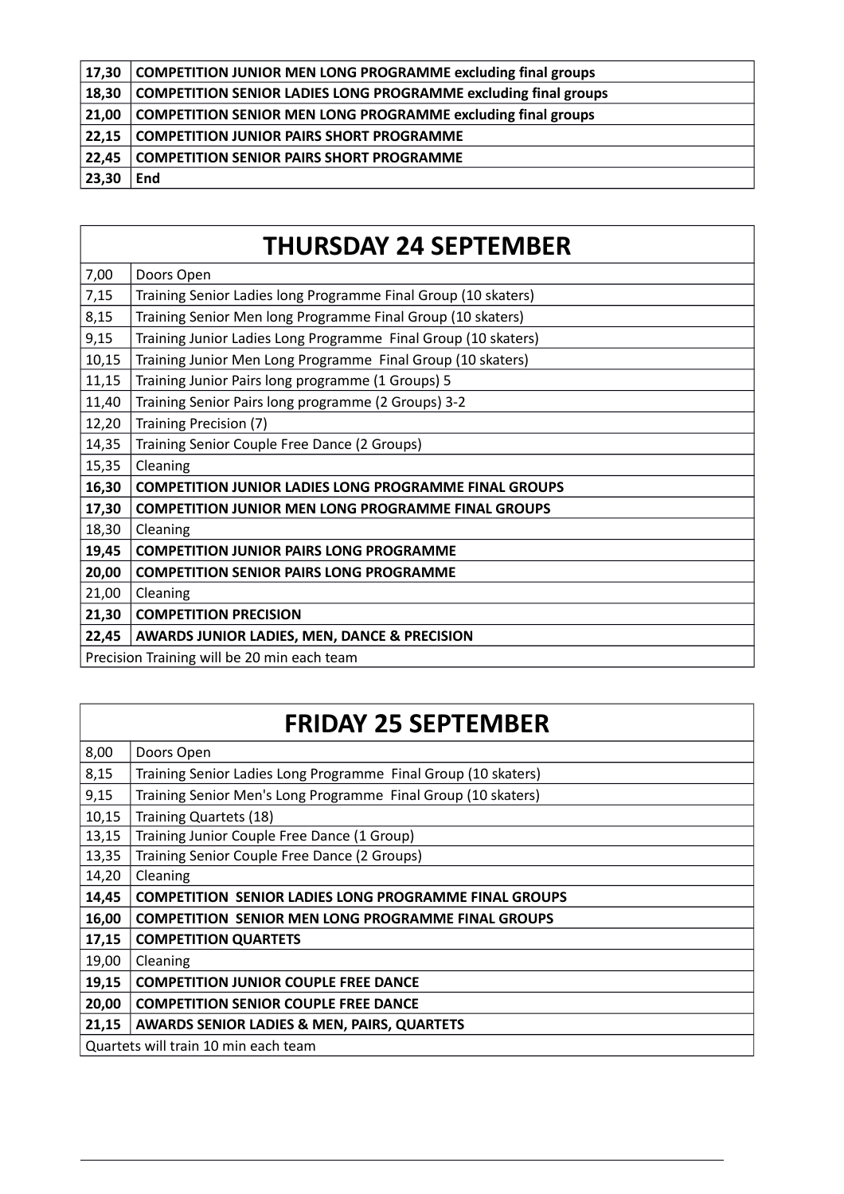| | |
|---|---|
| **17,30** | **COMPETITION JUNIOR MEN LONG PROGRAMME excluding final groups** |
| **18,30** | **COMPETITION SENIOR LADIES LONG PROGRAMME excluding final groups** |
| **21,00** | **COMPETITION SENIOR MEN LONG PROGRAMME excluding final groups** |
| **22,15** | **COMPETITION JUNIOR PAIRS SHORT PROGRAMME** |
| **22,45** | **COMPETITION SENIOR PAIRS SHORT PROGRAMME** |
| **23,30** | **End** |

## THURSDAY 24 SEPTEMBER

| | |
|---|---|
| 7,00 | Doors Open |
| 7,15 | Training Senior Ladies long Programme Final Group (10 skaters) |
| 8,15 | Training Senior Men long Programme Final Group (10 skaters) |
| 9,15 | Training Junior Ladies Long Programme Final Group (10 skaters) |
| 10,15 | Training Junior Men Long Programme Final Group (10 skaters) |
| 11,15 | Training Junior Pairs long programme (1 Groups) 5 |
| 11,40 | Training Senior Pairs long programme (2 Groups) 3-2 |
| 12,20 | Training Precision (7) |
| 14,35 | Training Senior Couple Free Dance (2 Groups) |
| 15,35 | Cleaning |
| **16,30** | **COMPETITION JUNIOR LADIES LONG PROGRAMME FINAL GROUPS** |
| **17,30** | **COMPETITION JUNIOR MEN LONG PROGRAMME FINAL GROUPS** |
| 18,30 | Cleaning |
| **19,45** | **COMPETITION JUNIOR PAIRS LONG PROGRAMME** |
| **20,00** | **COMPETITION SENIOR PAIRS LONG PROGRAMME** |
| 21,00 | Cleaning |
| **21,30** | **COMPETITION PRECISION** |
| **22,45** | **AWARDS JUNIOR LADIES, MEN, DANCE & PRECISION** |
| Precision Training will be 20 min each team | |

## FRIDAY 25 SEPTEMBER

| | |
|---|---|
| 8,00 | Doors Open |
| 8,15 | Training Senior Ladies Long Programme Final Group (10 skaters) |
| 9,15 | Training Senior Men's Long Programme Final Group (10 skaters) |
| 10,15 | Training Quartets (18) |
| 13,15 | Training Junior Couple Free Dance (1 Group) |
| 13,35 | Training Senior Couple Free Dance (2 Groups) |
| 14,20 | Cleaning |
| **14,45** | **COMPETITION SENIOR LADIES LONG PROGRAMME FINAL GROUPS** |
| **16,00** | **COMPETITION SENIOR MEN LONG PROGRAMME FINAL GROUPS** |
| **17,15** | **COMPETITION QUARTETS** |
| 19,00 | Cleaning |
| **19,15** | **COMPETITION JUNIOR COUPLE FREE DANCE** |
| **20,00** | **COMPETITION SENIOR COUPLE FREE DANCE** |
| **21,15** | **AWARDS SENIOR LADIES & MEN, PAIRS, QUARTETS** |
| Quartets will train 10 min each team | |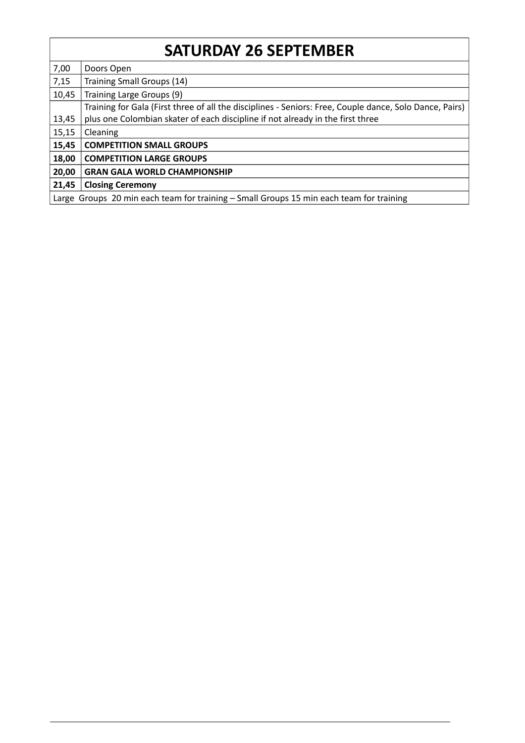| SATURDAY 26 SEPTEMBER | |
|---|---|
| 7,00 | Doors Open |
| 7,15 | Training Small Groups (14) |
| 10,45 | Training Large Groups (9) |
| 13,45 | Training for Gala (First three of all the disciplines - Seniors: Free, Couple dance, Solo Dance, Pairs) plus one Colombian skater of each discipline if not already in the first three |
| 15,15 | Cleaning |
| **15,45** | **COMPETITION SMALL GROUPS** |
| **18,00** | **COMPETITION LARGE GROUPS** |
| **20,00** | **GRAN GALA WORLD CHAMPIONSHIP** |
| **21,45** | **Closing Ceremony** |
| Large Groups 20 min each team for training – Small Groups 15 min each team for training | |